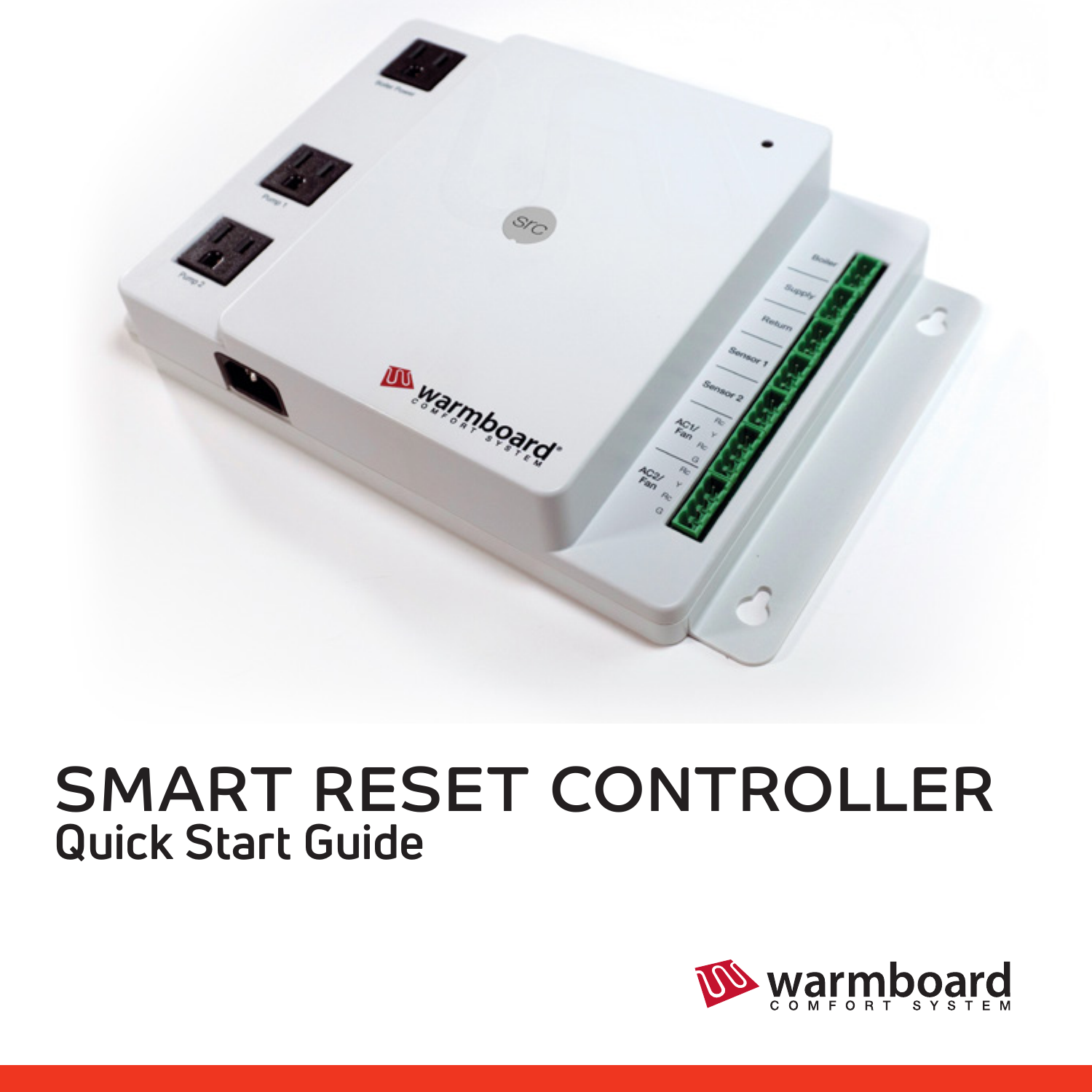# SMART RESET CONTROLLER

## Quick Start Guide

warmboard
COMFORT SYSTEM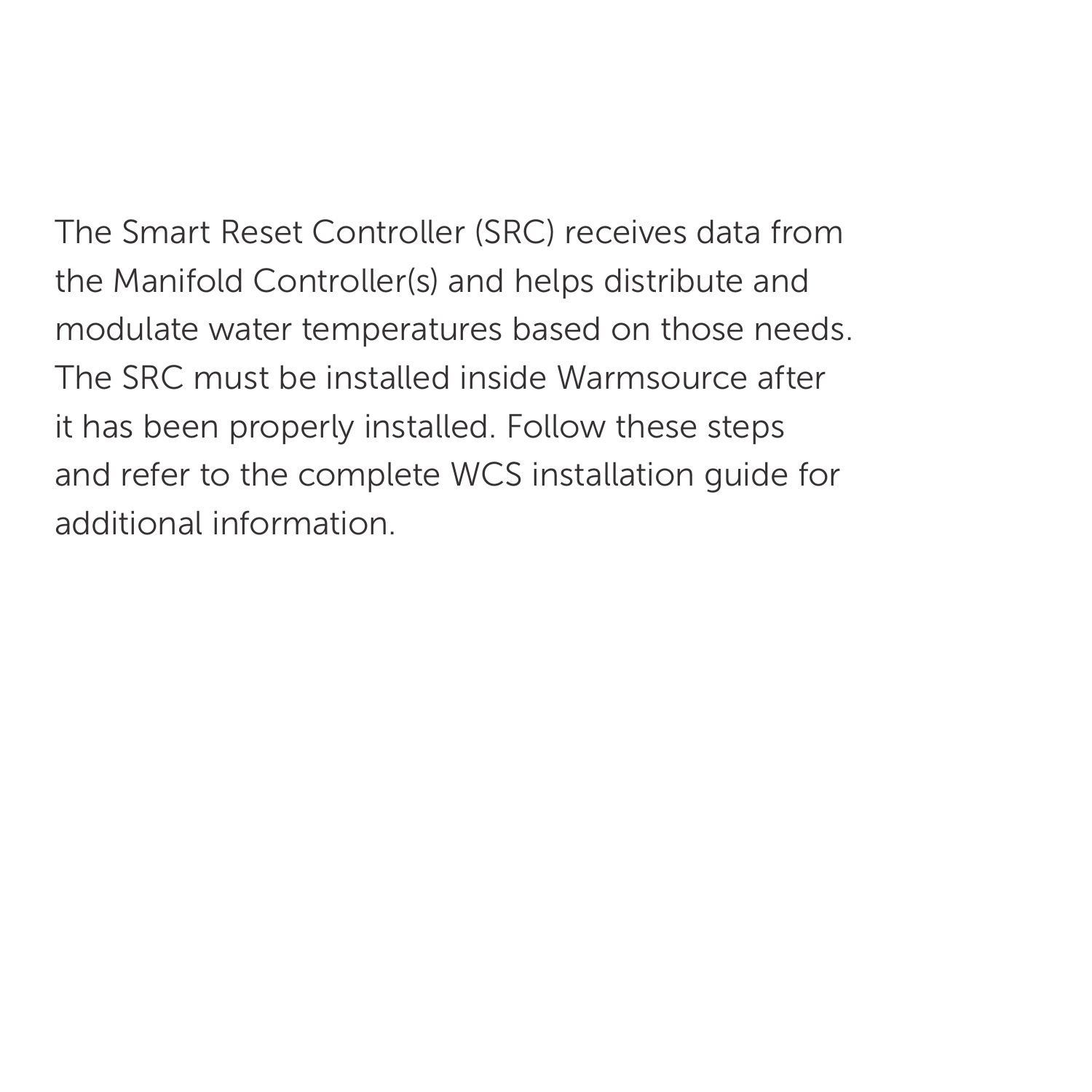The Smart Reset Controller (SRC) receives data from the Manifold Controller(s) and helps distribute and modulate water temperatures based on those needs. The SRC must be installed inside Warmsource after it has been properly installed. Follow these steps and refer to the complete WCS installation guide for additional information.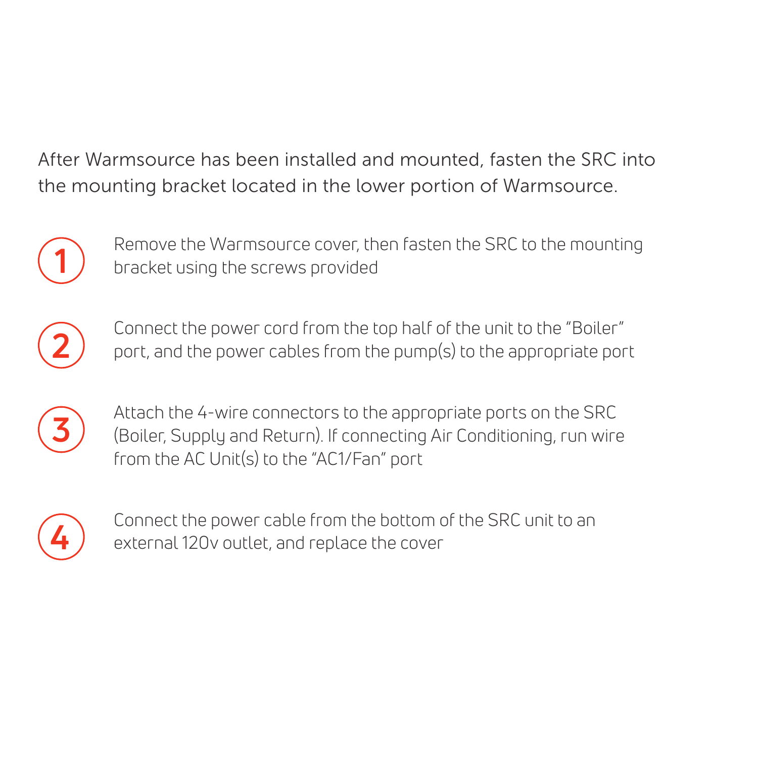After Warmsource has been installed and mounted, fasten the SRC into the mounting bracket located in the lower portion of Warmsource.

1. Remove the Warmsource cover, then fasten the SRC to the mounting bracket using the screws provided

2. Connect the power cord from the top half of the unit to the "Boiler" port, and the power cables from the pump(s) to the appropriate port

3. Attach the 4-wire connectors to the appropriate ports on the SRC (Boiler, Supply and Return). If connecting Air Conditioning, run wire from the AC Unit(s) to the "AC1/Fan" port

4. Connect the power cable from the bottom of the SRC unit to an external 120v outlet, and replace the cover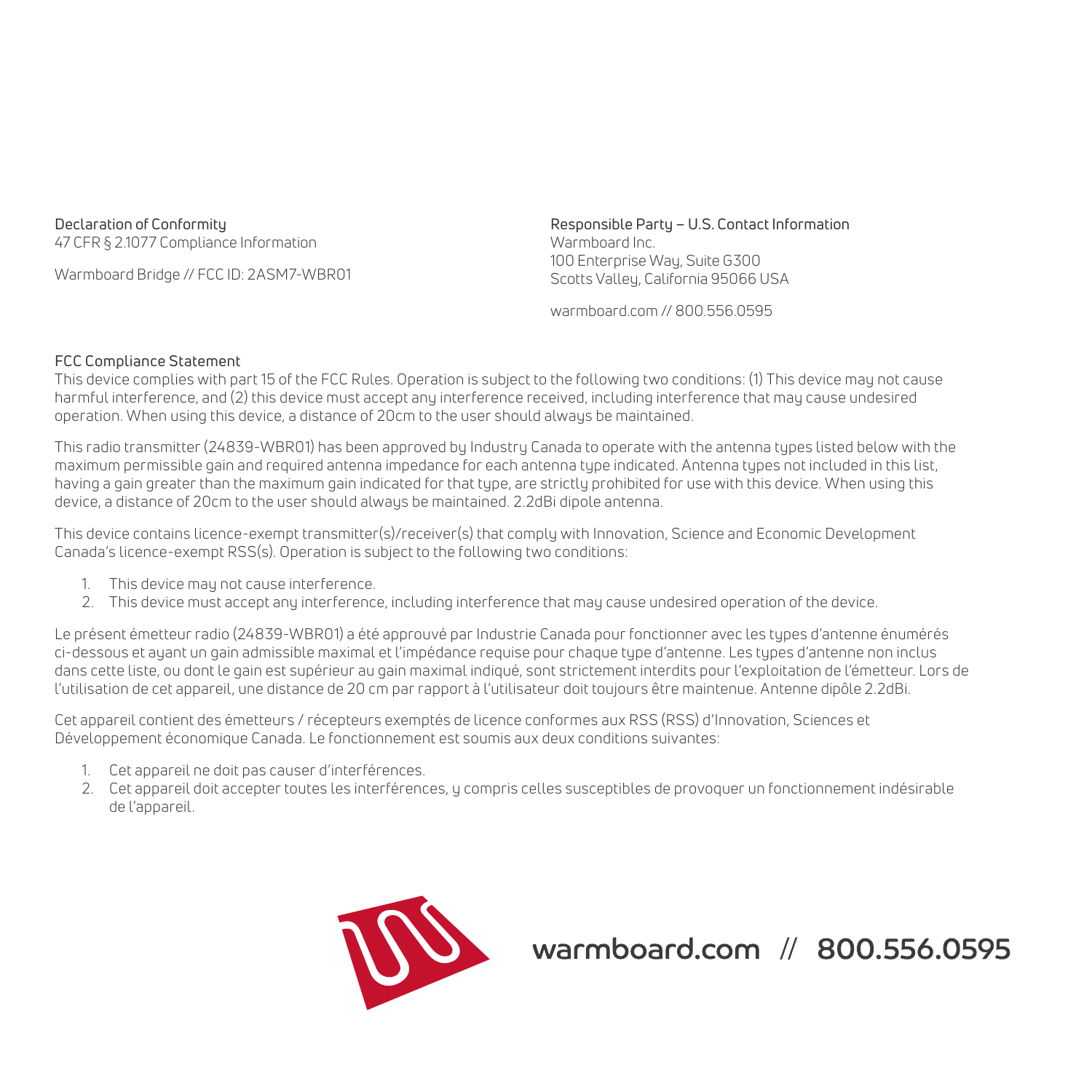**Declaration of Conformity**
47 CFR § 2.1077 Compliance Information

Warmboard Bridge // FCC ID: 2ASM7-WBR01

**Responsible Party – U.S. Contact Information**
Warmboard Inc.
100 Enterprise Way, Suite G300
Scotts Valley, California 95066 USA

warmboard.com // 800.556.0595

**FCC Compliance Statement**
This device complies with part 15 of the FCC Rules. Operation is subject to the following two conditions: (1) This device may not cause harmful interference, and (2) this device must accept any interference received, including interference that may cause undesired operation. When using this device, a distance of 20cm to the user should always be maintained.

This radio transmitter (24839-WBR01) has been approved by Industry Canada to operate with the antenna types listed below with the maximum permissible gain and required antenna impedance for each antenna type indicated. Antenna types not included in this list, having a gain greater than the maximum gain indicated for that type, are strictly prohibited for use with this device. When using this device, a distance of 20cm to the user should always be maintained. 2.2dBi dipole antenna.

This device contains licence-exempt transmitter(s)/receiver(s) that comply with Innovation, Science and Economic Development Canada's licence-exempt RSS(s). Operation is subject to the following two conditions:

1. This device may not cause interference.
2. This device must accept any interference, including interference that may cause undesired operation of the device.

Le présent émetteur radio (24839-WBR01) a été approuvé par Industrie Canada pour fonctionner avec les types d'antenne énumérés ci-dessous et ayant un gain admissible maximal et l'impédance requise pour chaque type d'antenne. Les types d'antenne non inclus dans cette liste, ou dont le gain est supérieur au gain maximal indiqué, sont strictement interdits pour l'exploitation de l'émetteur. Lors de l'utilisation de cet appareil, une distance de 20 cm par rapport à l'utilisateur doit toujours être maintenue. Antenne dipôle 2.2dBi.

Cet appareil contient des émetteurs / récepteurs exemptés de licence conformes aux RSS (RSS) d'Innovation, Sciences et Développement économique Canada. Le fonctionnement est soumis aux deux conditions suivantes:

1. Cet appareil ne doit pas causer d'interférences.
2. Cet appareil doit accepter toutes les interférences, y compris celles susceptibles de provoquer un fonctionnement indésirable de l'appareil.

**warmboard.com // 800.556.0595**